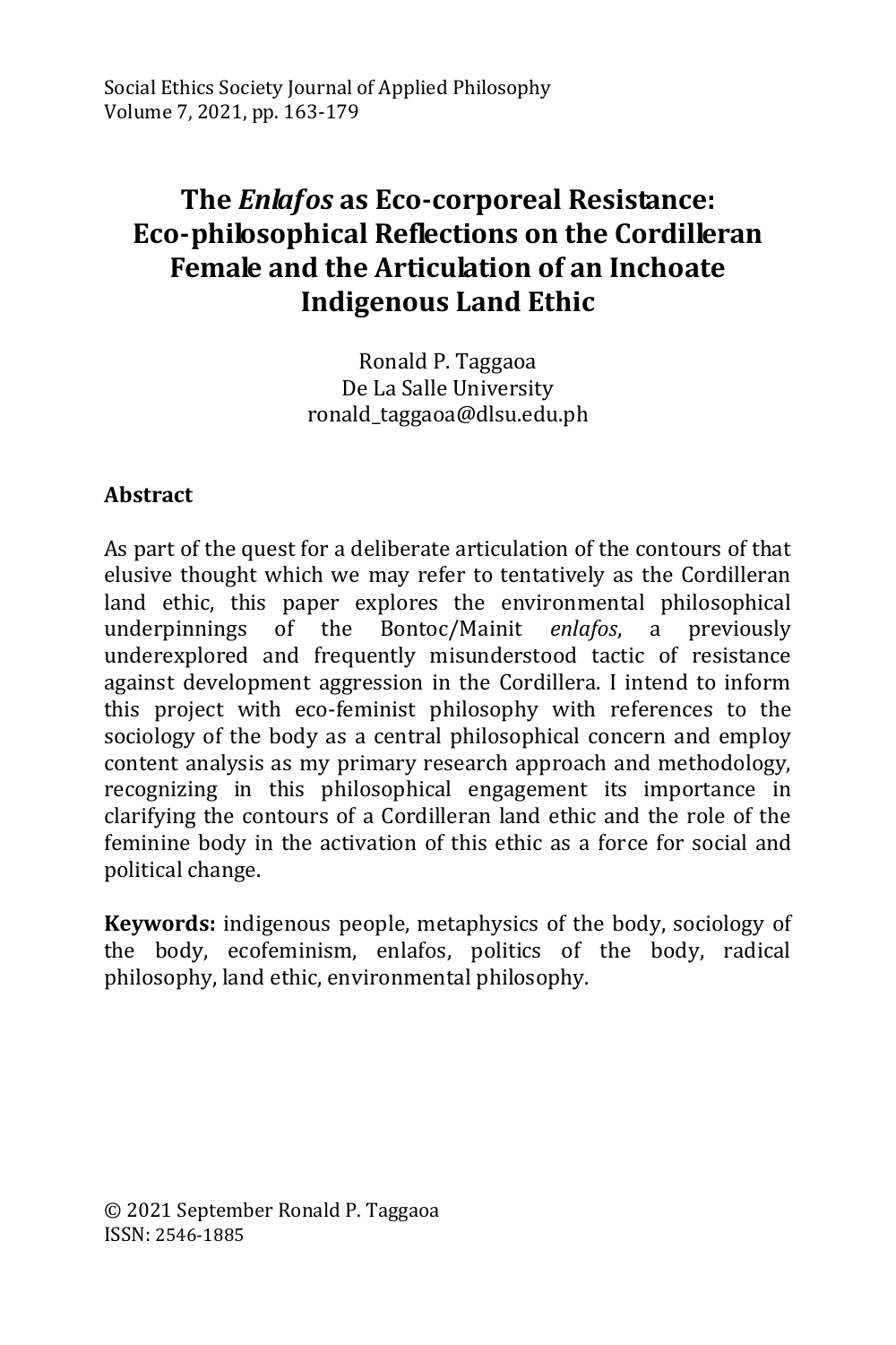# The *Enlafos* as Eco-corporeal Resistance: Eco-philosophical Reflections on the Cordilleran Female and the Articulation of an Inchoate Indigenous Land Ethic

Ronald P. Taggaoa
De La Salle University
ronald_taggaoa@dlsu.edu.ph

## Abstract

As part of the quest for a deliberate articulation of the contours of that elusive thought which we may refer to tentatively as the Cordilleran land ethic, this paper explores the environmental philosophical underpinnings of the Bontoc/Mainit *enlafos*, a previously underexplored and frequently misunderstood tactic of resistance against development aggression in the Cordillera. I intend to inform this project with eco-feminist philosophy with references to the sociology of the body as a central philosophical concern and employ content analysis as my primary research approach and methodology, recognizing in this philosophical engagement its importance in clarifying the contours of a Cordilleran land ethic and the role of the feminine body in the activation of this ethic as a force for social and political change.

**Keywords:** indigenous people, metaphysics of the body, sociology of the body, ecofeminism, enlafos, politics of the body, radical philosophy, land ethic, environmental philosophy.

© 2021 September Ronald P. Taggaoa
ISSN: 2546-1885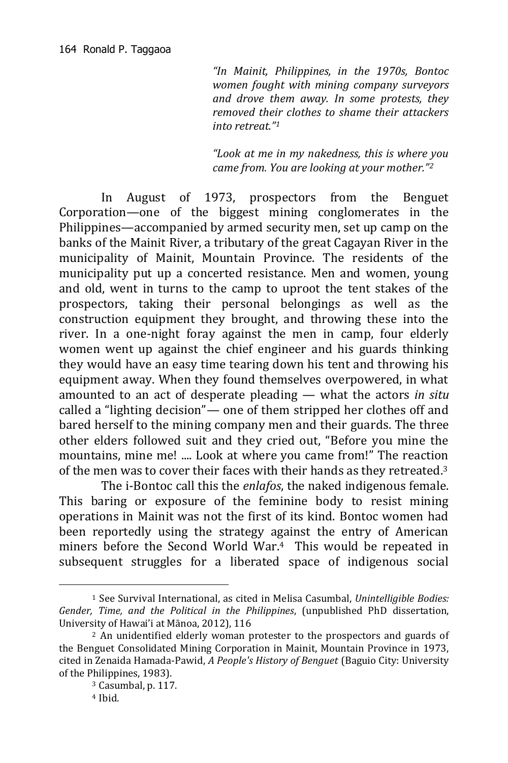> *"In Mainit, Philippines, in the 1970s, Bontoc women fought with mining company surveyors and drove them away. In some protests, they removed their clothes to shame their attackers into retreat."*[1]

> *"Look at me in my nakedness, this is where you came from. You are looking at your mother."*[2]

In August of 1973, prospectors from the Benguet Corporation—one of the biggest mining conglomerates in the Philippines—accompanied by armed security men, set up camp on the banks of the Mainit River, a tributary of the great Cagayan River in the municipality of Mainit, Mountain Province. The residents of the municipality put up a concerted resistance. Men and women, young and old, went in turns to the camp to uproot the tent stakes of the prospectors, taking their personal belongings as well as the construction equipment they brought, and throwing these into the river. In a one-night foray against the men in camp, four elderly women went up against the chief engineer and his guards thinking they would have an easy time tearing down his tent and throwing his equipment away. When they found themselves overpowered, in what amounted to an act of desperate pleading — what the actors *in situ* called a "lighting decision"— one of them stripped her clothes off and bared herself to the mining company men and their guards. The three other elders followed suit and they cried out, "Before you mine the mountains, mine me! .... Look at where you came from!" The reaction of the men was to cover their faces with their hands as they retreated.[3]

The i-Bontoc call this the *enlafos*, the naked indigenous female. This baring or exposure of the feminine body to resist mining operations in Mainit was not the first of its kind. Bontoc women had been reportedly using the strategy against the entry of American miners before the Second World War.[4] This would be repeated in subsequent struggles for a liberated space of indigenous social

---

[1] See Survival International, as cited in Melisa Casumbal, *Unintelligible Bodies: Gender, Time, and the Political in the Philippines*, (unpublished PhD dissertation, University of Hawai'i at Mānoa, 2012), 116

[2] An unidentified elderly woman protester to the prospectors and guards of the Benguet Consolidated Mining Corporation in Mainit, Mountain Province in 1973, cited in Zenaida Hamada-Pawid, *A People's History of Benguet* (Baguio City: University of the Philippines, 1983).

[3] Casumbal, p. 117.

[4] Ibid.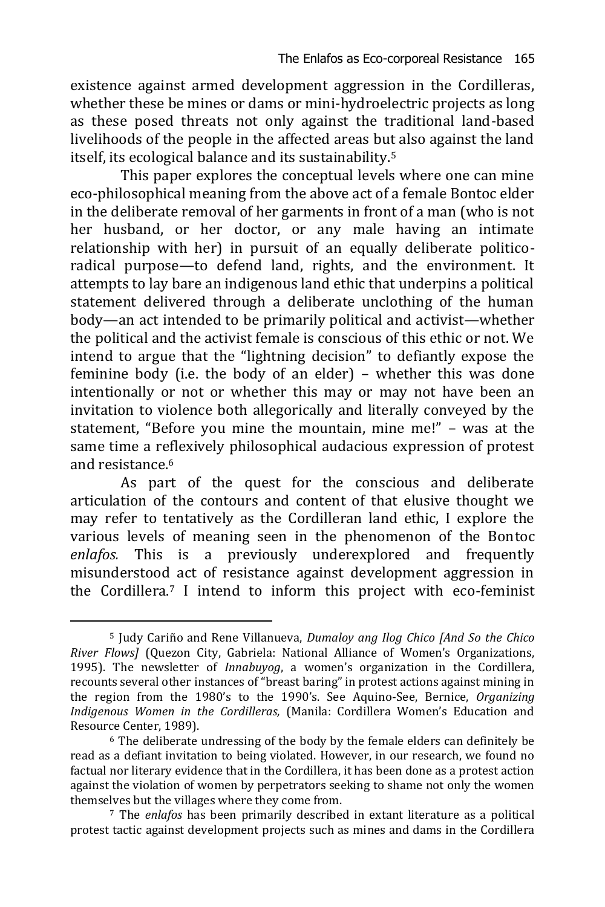existence against armed development aggression in the Cordilleras, whether these be mines or dams or mini-hydroelectric projects as long as these posed threats not only against the traditional land-based livelihoods of the people in the affected areas but also against the land itself, its ecological balance and its sustainability.[5]

This paper explores the conceptual levels where one can mine eco-philosophical meaning from the above act of a female Bontoc elder in the deliberate removal of her garments in front of a man (who is not her husband, or her doctor, or any male having an intimate relationship with her) in pursuit of an equally deliberate politico-radical purpose—to defend land, rights, and the environment. It attempts to lay bare an indigenous land ethic that underpins a political statement delivered through a deliberate unclothing of the human body—an act intended to be primarily political and activist—whether the political and the activist female is conscious of this ethic or not. We intend to argue that the "lightning decision" to defiantly expose the feminine body (i.e. the body of an elder) – whether this was done intentionally or not or whether this may or may not have been an invitation to violence both allegorically and literally conveyed by the statement, "Before you mine the mountain, mine me!" – was at the same time a reflexively philosophical audacious expression of protest and resistance.[6]

As part of the quest for the conscious and deliberate articulation of the contours and content of that elusive thought we may refer to tentatively as the Cordilleran land ethic, I explore the various levels of meaning seen in the phenomenon of the Bontoc *enlafos.* This is a previously underexplored and frequently misunderstood act of resistance against development aggression in the Cordillera.[7] I intend to inform this project with eco-feminist

---

[5] Judy Cariño and Rene Villanueva, *Dumaloy ang Ilog Chico [And So the Chico River Flows]* (Quezon City, Gabriela: National Alliance of Women's Organizations, 1995). The newsletter of *Innabuyog*, a women's organization in the Cordillera, recounts several other instances of "breast baring" in protest actions against mining in the region from the 1980's to the 1990's. See Aquino-See, Bernice, *Organizing Indigenous Women in the Cordilleras,* (Manila: Cordillera Women's Education and Resource Center, 1989).

[6] The deliberate undressing of the body by the female elders can definitely be read as a defiant invitation to being violated. However, in our research, we found no factual nor literary evidence that in the Cordillera, it has been done as a protest action against the violation of women by perpetrators seeking to shame not only the women themselves but the villages where they come from.

[7] The *enlafos* has been primarily described in extant literature as a political protest tactic against development projects such as mines and dams in the Cordillera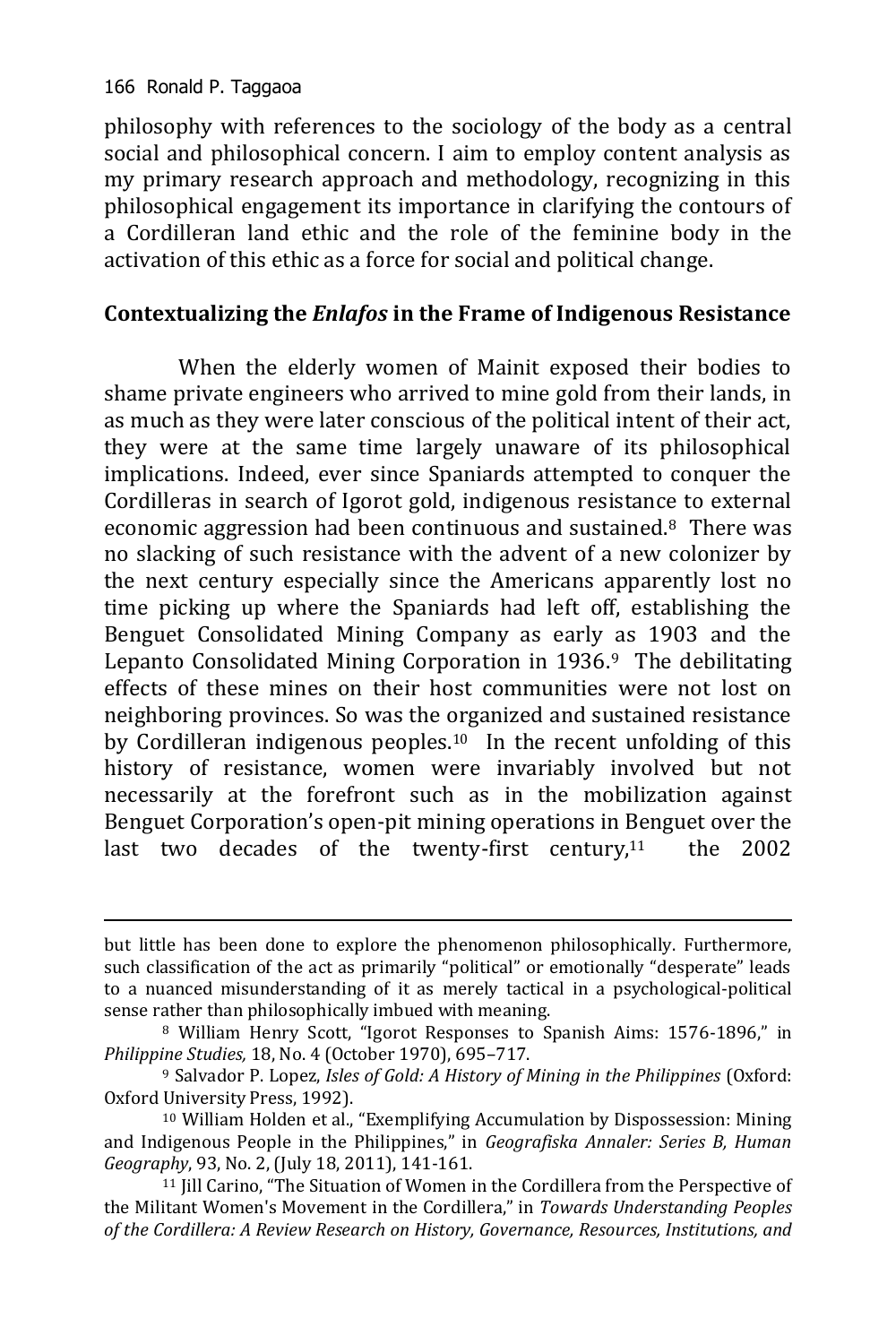philosophy with references to the sociology of the body as a central social and philosophical concern. I aim to employ content analysis as my primary research approach and methodology, recognizing in this philosophical engagement its importance in clarifying the contours of a Cordilleran land ethic and the role of the feminine body in the activation of this ethic as a force for social and political change.

## Contextualizing the *Enlafos* in the Frame of Indigenous Resistance

When the elderly women of Mainit exposed their bodies to shame private engineers who arrived to mine gold from their lands, in as much as they were later conscious of the political intent of their act, they were at the same time largely unaware of its philosophical implications. Indeed, ever since Spaniards attempted to conquer the Cordilleras in search of Igorot gold, indigenous resistance to external economic aggression had been continuous and sustained.[8] There was no slacking of such resistance with the advent of a new colonizer by the next century especially since the Americans apparently lost no time picking up where the Spaniards had left off, establishing the Benguet Consolidated Mining Company as early as 1903 and the Lepanto Consolidated Mining Corporation in 1936.[9] The debilitating effects of these mines on their host communities were not lost on neighboring provinces. So was the organized and sustained resistance by Cordilleran indigenous peoples.[10] In the recent unfolding of this history of resistance, women were invariably involved but not necessarily at the forefront such as in the mobilization against Benguet Corporation's open-pit mining operations in Benguet over the last two decades of the twenty-first century,[11] the 2002

---

but little has been done to explore the phenomenon philosophically. Furthermore, such classification of the act as primarily "political" or emotionally "desperate" leads to a nuanced misunderstanding of it as merely tactical in a psychological-political sense rather than philosophically imbued with meaning.

[8] William Henry Scott, "Igorot Responses to Spanish Aims: 1576-1896," in *Philippine Studies,* 18, No. 4 (October 1970), 695–717.

[9] Salvador P. Lopez, *Isles of Gold: A History of Mining in the Philippines* (Oxford: Oxford University Press, 1992).

[10] William Holden et al., "Exemplifying Accumulation by Dispossession: Mining and Indigenous People in the Philippines," in *Geografiska Annaler: Series B, Human Geography*, 93, No. 2, (July 18, 2011), 141-161.

[11] Jill Carino, "The Situation of Women in the Cordillera from the Perspective of the Militant Women's Movement in the Cordillera," in *Towards Understanding Peoples of the Cordillera: A Review Research on History, Governance, Resources, Institutions, and*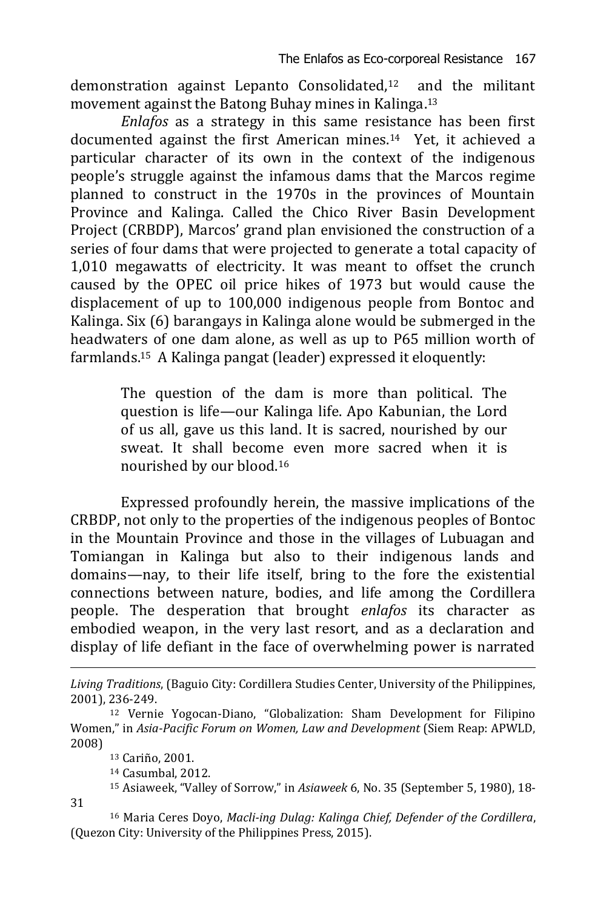demonstration against Lepanto Consolidated,[12] and the militant movement against the Batong Buhay mines in Kalinga.[13]

*Enlafos* as a strategy in this same resistance has been first documented against the first American mines.[14] Yet, it achieved a particular character of its own in the context of the indigenous people's struggle against the infamous dams that the Marcos regime planned to construct in the 1970s in the provinces of Mountain Province and Kalinga. Called the Chico River Basin Development Project (CRBDP), Marcos' grand plan envisioned the construction of a series of four dams that were projected to generate a total capacity of 1,010 megawatts of electricity. It was meant to offset the crunch caused by the OPEC oil price hikes of 1973 but would cause the displacement of up to 100,000 indigenous people from Bontoc and Kalinga. Six (6) barangays in Kalinga alone would be submerged in the headwaters of one dam alone, as well as up to P65 million worth of farmlands.[15] A Kalinga pangat (leader) expressed it eloquently:

> The question of the dam is more than political. The question is life—our Kalinga life. Apo Kabunian, the Lord of us all, gave us this land. It is sacred, nourished by our sweat. It shall become even more sacred when it is nourished by our blood.[16]

Expressed profoundly herein, the massive implications of the CRBDP, not only to the properties of the indigenous peoples of Bontoc in the Mountain Province and those in the villages of Lubuagan and Tomiangan in Kalinga but also to their indigenous lands and domains—nay, to their life itself, bring to the fore the existential connections between nature, bodies, and life among the Cordillera people. The desperation that brought *enlafos* its character as embodied weapon, in the very last resort, and as a declaration and display of life defiant in the face of overwhelming power is narrated

---

*Living Traditions*, (Baguio City: Cordillera Studies Center, University of the Philippines, 2001), 236-249.

[12] Vernie Yogocan-Diano, "Globalization: Sham Development for Filipino Women," in *Asia-Pacific Forum on Women, Law and Development* (Siem Reap: APWLD, 2008)

[13] Cariño, 2001.

[14] Casumbal, 2012.

[15] Asiaweek, "Valley of Sorrow," in *Asiaweek* 6, No. 35 (September 5, 1980), 18-31

[16] Maria Ceres Doyo, *Macli-ing Dulag: Kalinga Chief, Defender of the Cordillera*, (Quezon City: University of the Philippines Press, 2015).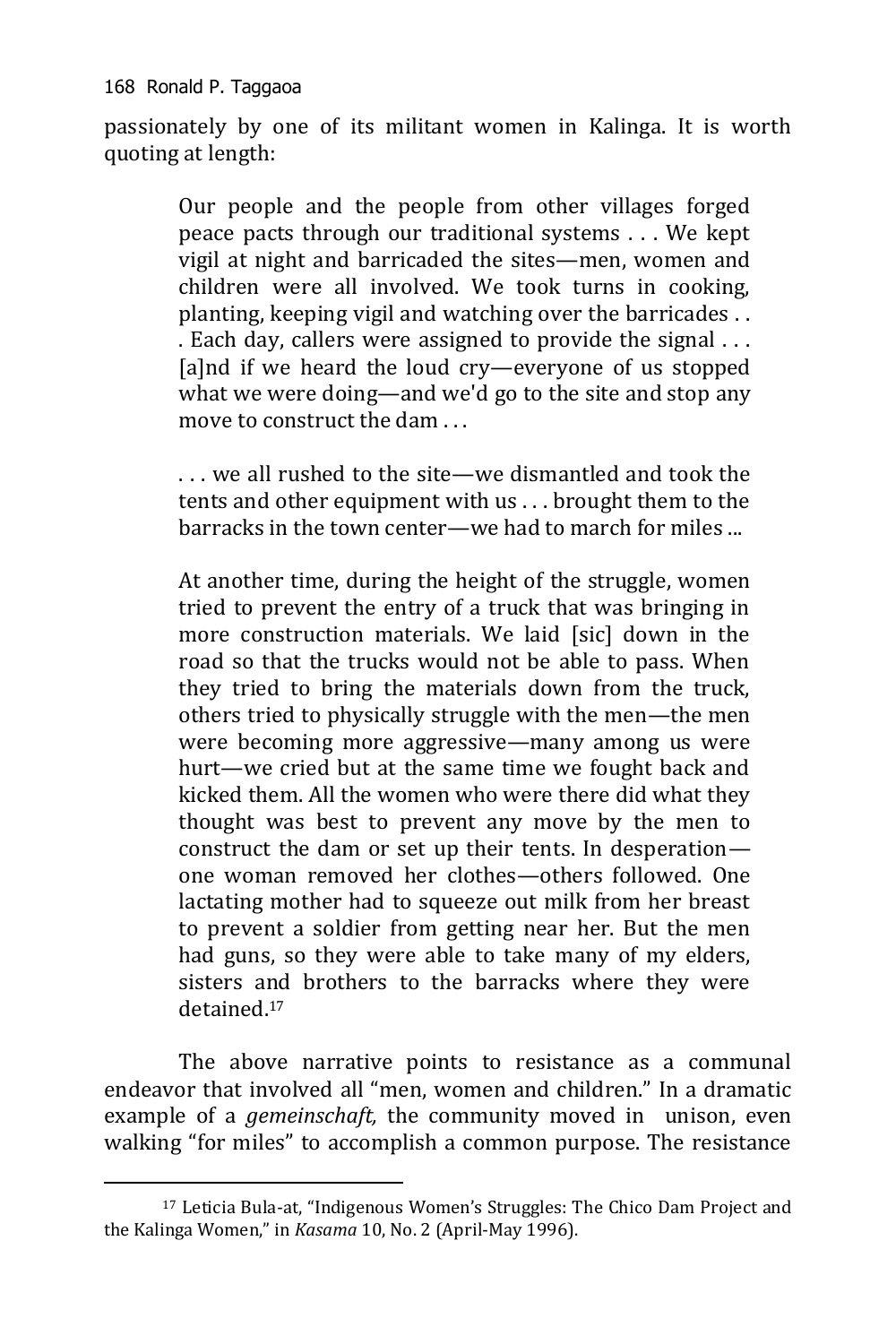passionately by one of its militant women in Kalinga. It is worth quoting at length:

> Our people and the people from other villages forged peace pacts through our traditional systems . . . We kept vigil at night and barricaded the sites—men, women and children were all involved. We took turns in cooking, planting, keeping vigil and watching over the barricades . . . Each day, callers were assigned to provide the signal . . . [a]nd if we heard the loud cry—everyone of us stopped what we were doing—and we'd go to the site and stop any move to construct the dam . . .
>
> . . . we all rushed to the site—we dismantled and took the tents and other equipment with us . . . brought them to the barracks in the town center—we had to march for miles ...
>
> At another time, during the height of the struggle, women tried to prevent the entry of a truck that was bringing in more construction materials. We laid [sic] down in the road so that the trucks would not be able to pass. When they tried to bring the materials down from the truck, others tried to physically struggle with the men—the men were becoming more aggressive—many among us were hurt—we cried but at the same time we fought back and kicked them. All the women who were there did what they thought was best to prevent any move by the men to construct the dam or set up their tents. In desperation—one woman removed her clothes—others followed. One lactating mother had to squeeze out milk from her breast to prevent a soldier from getting near her. But the men had guns, so they were able to take many of my elders, sisters and brothers to the barracks where they were detained.[17]

The above narrative points to resistance as a communal endeavor that involved all "men, women and children." In a dramatic example of a *gemeinschaft,* the community moved in unison, even walking "for miles" to accomplish a common purpose. The resistance

---

[17] Leticia Bula-at, "Indigenous Women's Struggles: The Chico Dam Project and the Kalinga Women," in *Kasama* 10, No. 2 (April-May 1996).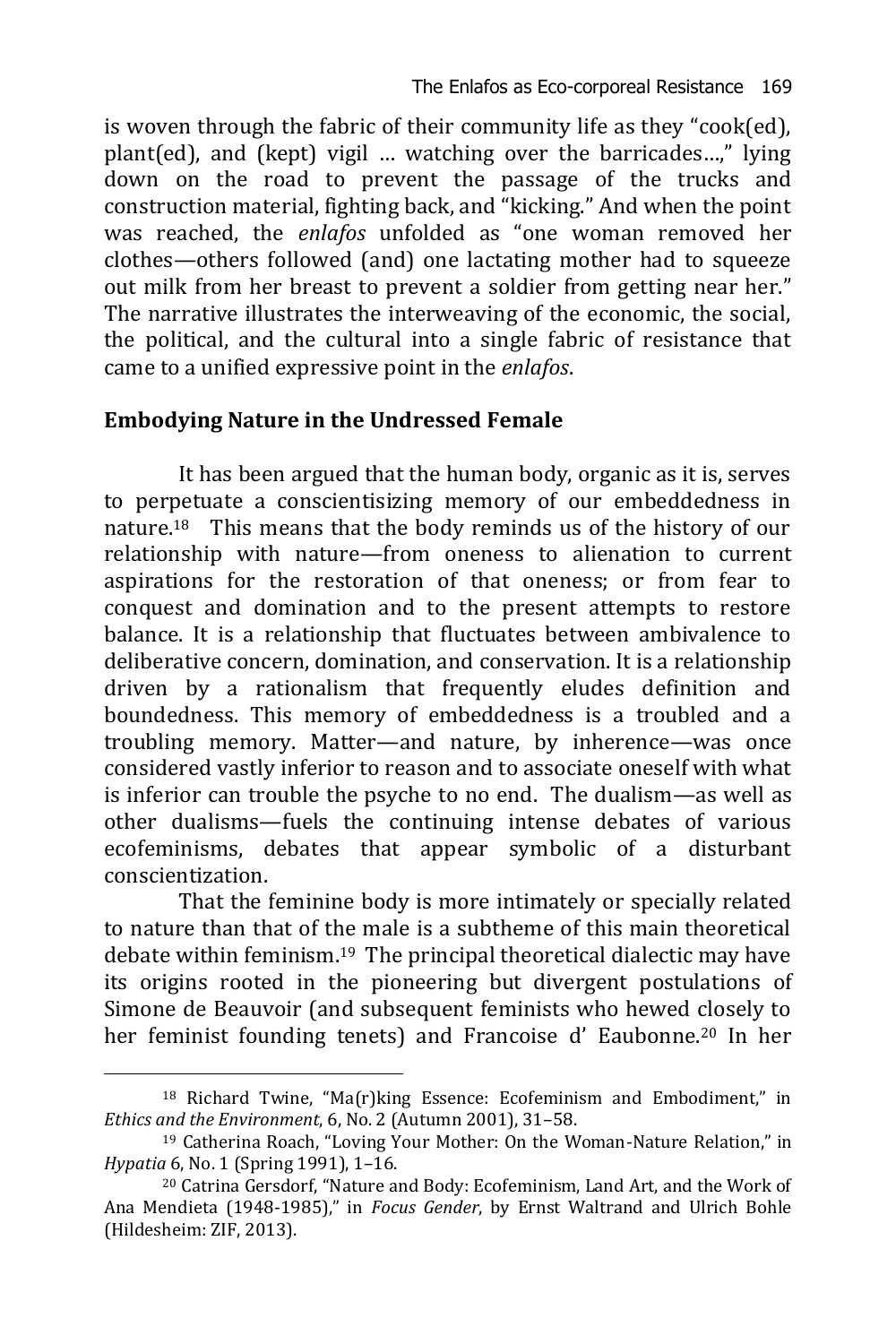is woven through the fabric of their community life as they "cook(ed), plant(ed), and (kept) vigil … watching over the barricades…," lying down on the road to prevent the passage of the trucks and construction material, fighting back, and "kicking." And when the point was reached, the *enlafos* unfolded as "one woman removed her clothes—others followed (and) one lactating mother had to squeeze out milk from her breast to prevent a soldier from getting near her." The narrative illustrates the interweaving of the economic, the social, the political, and the cultural into a single fabric of resistance that came to a unified expressive point in the *enlafos*.

## Embodying Nature in the Undressed Female

It has been argued that the human body, organic as it is, serves to perpetuate a conscientisizing memory of our embeddedness in nature.[18] This means that the body reminds us of the history of our relationship with nature—from oneness to alienation to current aspirations for the restoration of that oneness; or from fear to conquest and domination and to the present attempts to restore balance. It is a relationship that fluctuates between ambivalence to deliberative concern, domination, and conservation. It is a relationship driven by a rationalism that frequently eludes definition and boundedness. This memory of embeddedness is a troubled and a troubling memory. Matter—and nature, by inherence—was once considered vastly inferior to reason and to associate oneself with what is inferior can trouble the psyche to no end. The dualism—as well as other dualisms—fuels the continuing intense debates of various ecofeminisms, debates that appear symbolic of a disturbant conscientization.

That the feminine body is more intimately or specially related to nature than that of the male is a subtheme of this main theoretical debate within feminism.[19] The principal theoretical dialectic may have its origins rooted in the pioneering but divergent postulations of Simone de Beauvoir (and subsequent feminists who hewed closely to her feminist founding tenets) and Francoise d' Eaubonne.[20] In her

---

[18] Richard Twine, "Ma(r)king Essence: Ecofeminism and Embodiment," in *Ethics and the Environment*, 6, No. 2 (Autumn 2001), 31–58.

[19] Catherina Roach, "Loving Your Mother: On the Woman-Nature Relation," in *Hypatia* 6, No. 1 (Spring 1991), 1–16.

[20] Catrina Gersdorf, "Nature and Body: Ecofeminism, Land Art, and the Work of Ana Mendieta (1948-1985)," in *Focus Gender*, by Ernst Waltrand and Ulrich Bohle (Hildesheim: ZIF, 2013).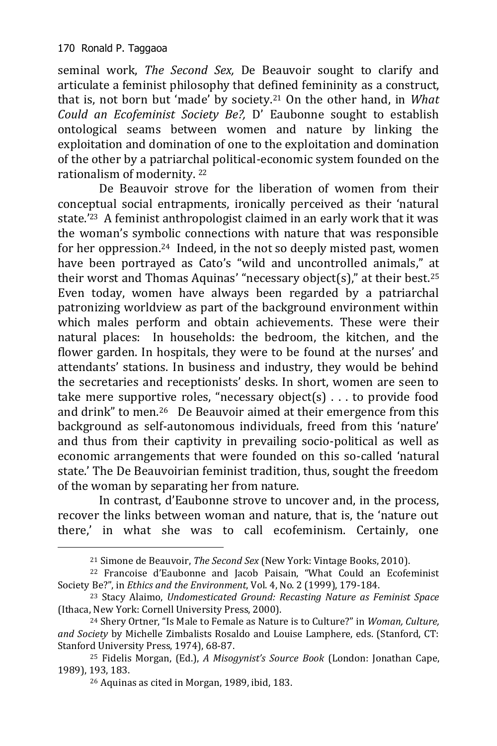seminal work, *The Second Sex,* De Beauvoir sought to clarify and articulate a feminist philosophy that defined femininity as a construct, that is, not born but 'made' by society.[21] On the other hand, in *What Could an Ecofeminist Society Be?,* D' Eaubonne sought to establish ontological seams between women and nature by linking the exploitation and domination of one to the exploitation and domination of the other by a patriarchal political-economic system founded on the rationalism of modernity. [22]

De Beauvoir strove for the liberation of women from their conceptual social entrapments, ironically perceived as their 'natural state.'[23] A feminist anthropologist claimed in an early work that it was the woman's symbolic connections with nature that was responsible for her oppression.[24] Indeed, in the not so deeply misted past, women have been portrayed as Cato's "wild and uncontrolled animals," at their worst and Thomas Aquinas' "necessary object(s)," at their best.[25] Even today, women have always been regarded by a patriarchal patronizing worldview as part of the background environment within which males perform and obtain achievements. These were their natural places: In households: the bedroom, the kitchen, and the flower garden. In hospitals, they were to be found at the nurses' and attendants' stations. In business and industry, they would be behind the secretaries and receptionists' desks. In short, women are seen to take mere supportive roles, "necessary object(s) . . . to provide food and drink" to men.[26] De Beauvoir aimed at their emergence from this background as self-autonomous individuals, freed from this 'nature' and thus from their captivity in prevailing socio-political as well as economic arrangements that were founded on this so-called 'natural state.' The De Beauvoirian feminist tradition, thus, sought the freedom of the woman by separating her from nature.

In contrast, d'Eaubonne strove to uncover and, in the process, recover the links between woman and nature, that is, the 'nature out there,' in what she was to call ecofeminism. Certainly, one

---

[21] Simone de Beauvoir, *The Second Sex* (New York: Vintage Books, 2010).

[22] Francoise d'Eaubonne and Jacob Paisain, "What Could an Ecofeminist Society Be?", in *Ethics and the Environment*, Vol. 4, No. 2 (1999), 179-184.

[23] Stacy Alaimo, *Undomesticated Ground: Recasting Nature as Feminist Space* (Ithaca, New York: Cornell University Press, 2000).

[24] Shery Ortner, "Is Male to Female as Nature is to Culture?" in *Woman, Culture, and Society* by Michelle Zimbalists Rosaldo and Louise Lamphere, eds. (Stanford, CT: Stanford University Press, 1974), 68-87.

[25] Fidelis Morgan, (Ed.), *A Misogynist's Source Book* (London: Jonathan Cape, 1989), 193, 183.

[26] Aquinas as cited in Morgan, 1989, ibid, 183.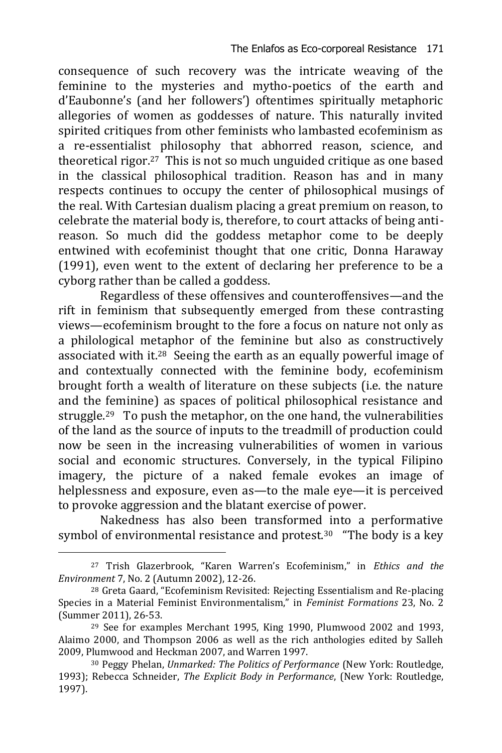consequence of such recovery was the intricate weaving of the feminine to the mysteries and mytho-poetics of the earth and d'Eaubonne's (and her followers') oftentimes spiritually metaphoric allegories of women as goddesses of nature. This naturally invited spirited critiques from other feminists who lambasted ecofeminism as a re-essentialist philosophy that abhorred reason, science, and theoretical rigor.[27] This is not so much unguided critique as one based in the classical philosophical tradition. Reason has and in many respects continues to occupy the center of philosophical musings of the real. With Cartesian dualism placing a great premium on reason, to celebrate the material body is, therefore, to court attacks of being anti-reason. So much did the goddess metaphor come to be deeply entwined with ecofeminist thought that one critic, Donna Haraway (1991), even went to the extent of declaring her preference to be a cyborg rather than be called a goddess.

Regardless of these offensives and counteroffensives—and the rift in feminism that subsequently emerged from these contrasting views—ecofeminism brought to the fore a focus on nature not only as a philological metaphor of the feminine but also as constructively associated with it.[28] Seeing the earth as an equally powerful image of and contextually connected with the feminine body, ecofeminism brought forth a wealth of literature on these subjects (i.e. the nature and the feminine) as spaces of political philosophical resistance and struggle.[29] To push the metaphor, on the one hand, the vulnerabilities of the land as the source of inputs to the treadmill of production could now be seen in the increasing vulnerabilities of women in various social and economic structures. Conversely, in the typical Filipino imagery, the picture of a naked female evokes an image of helplessness and exposure, even as—to the male eye—it is perceived to provoke aggression and the blatant exercise of power.

Nakedness has also been transformed into a performative symbol of environmental resistance and protest.[30] "The body is a key

---

[27] Trish Glazerbrook, "Karen Warren's Ecofeminism," in *Ethics and the Environment* 7, No. 2 (Autumn 2002), 12-26.

[28] Greta Gaard, "Ecofeminism Revisited: Rejecting Essentialism and Re-placing Species in a Material Feminist Environmentalism," in *Feminist Formations* 23, No. 2 (Summer 2011), 26-53.

[29] See for examples Merchant 1995, King 1990, Plumwood 2002 and 1993, Alaimo 2000, and Thompson 2006 as well as the rich anthologies edited by Salleh 2009, Plumwood and Heckman 2007, and Warren 1997.

[30] Peggy Phelan, *Unmarked: The Politics of Performance* (New York: Routledge, 1993); Rebecca Schneider, *The Explicit Body in Performance*, (New York: Routledge, 1997).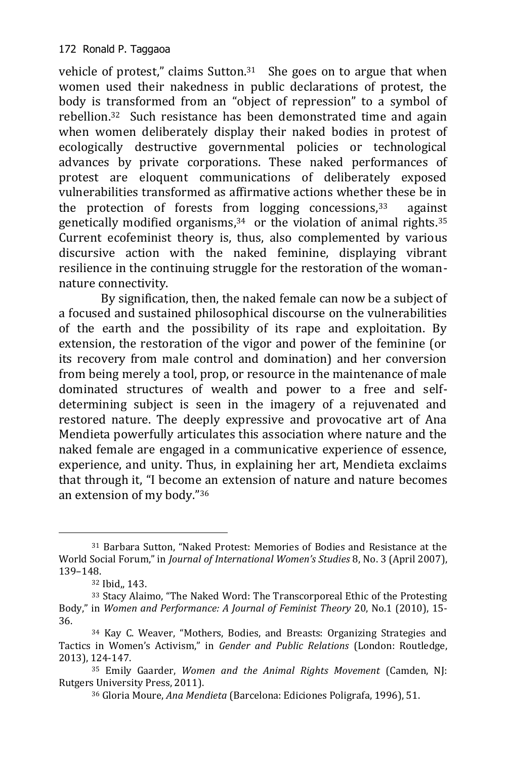vehicle of protest," claims Sutton.[31] She goes on to argue that when women used their nakedness in public declarations of protest, the body is transformed from an "object of repression" to a symbol of rebellion.[32] Such resistance has been demonstrated time and again when women deliberately display their naked bodies in protest of ecologically destructive governmental policies or technological advances by private corporations. These naked performances of protest are eloquent communications of deliberately exposed vulnerabilities transformed as affirmative actions whether these be in the protection of forests from logging concessions,[33] against genetically modified organisms,[34] or the violation of animal rights.[35] Current ecofeminist theory is, thus, also complemented by various discursive action with the naked feminine, displaying vibrant resilience in the continuing struggle for the restoration of the woman-nature connectivity.

By signification, then, the naked female can now be a subject of a focused and sustained philosophical discourse on the vulnerabilities of the earth and the possibility of its rape and exploitation. By extension, the restoration of the vigor and power of the feminine (or its recovery from male control and domination) and her conversion from being merely a tool, prop, or resource in the maintenance of male dominated structures of wealth and power to a free and self-determining subject is seen in the imagery of a rejuvenated and restored nature. The deeply expressive and provocative art of Ana Mendieta powerfully articulates this association where nature and the naked female are engaged in a communicative experience of essence, experience, and unity. Thus, in explaining her art, Mendieta exclaims that through it, "I become an extension of nature and nature becomes an extension of my body."[36]

---

[31] Barbara Sutton, "Naked Protest: Memories of Bodies and Resistance at the World Social Forum," in *Journal of International Women's Studies* 8, No. 3 (April 2007), 139–148.

[32] Ibid,, 143.

[33] Stacy Alaimo, "The Naked Word: The Transcorporeal Ethic of the Protesting Body," in *Women and Performance: A Journal of Feminist Theory* 20, No.1 (2010), 15-36.

[34] Kay C. Weaver, "Mothers, Bodies, and Breasts: Organizing Strategies and Tactics in Women's Activism," in *Gender and Public Relations* (London: Routledge, 2013), 124-147.

[35] Emily Gaarder, *Women and the Animal Rights Movement* (Camden, NJ: Rutgers University Press, 2011).

[36] Gloria Moure, *Ana Mendieta* (Barcelona: Ediciones Poligrafa, 1996), 51.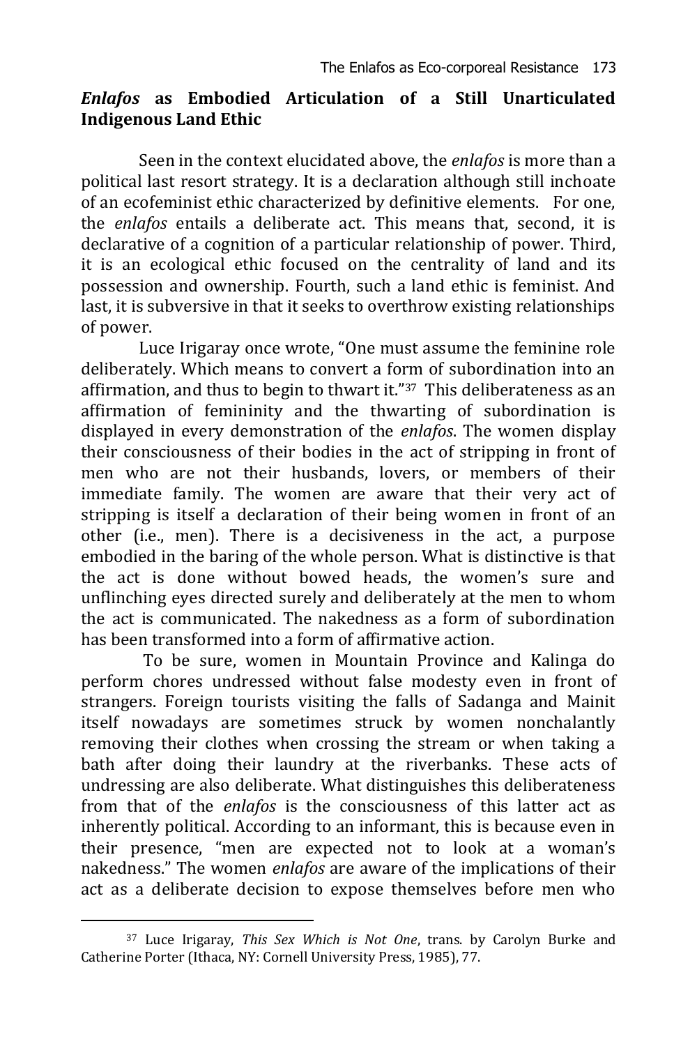## *Enlafos* as Embodied Articulation of a Still Unarticulated Indigenous Land Ethic

Seen in the context elucidated above, the *enlafos* is more than a political last resort strategy. It is a declaration although still inchoate of an ecofeminist ethic characterized by definitive elements. For one, the *enlafos* entails a deliberate act. This means that, second, it is declarative of a cognition of a particular relationship of power. Third, it is an ecological ethic focused on the centrality of land and its possession and ownership. Fourth, such a land ethic is feminist. And last, it is subversive in that it seeks to overthrow existing relationships of power.

Luce Irigaray once wrote, "One must assume the feminine role deliberately. Which means to convert a form of subordination into an affirmation, and thus to begin to thwart it."[37] This deliberateness as an affirmation of femininity and the thwarting of subordination is displayed in every demonstration of the *enlafos*. The women display their consciousness of their bodies in the act of stripping in front of men who are not their husbands, lovers, or members of their immediate family. The women are aware that their very act of stripping is itself a declaration of their being women in front of an other (i.e., men). There is a decisiveness in the act, a purpose embodied in the baring of the whole person. What is distinctive is that the act is done without bowed heads, the women's sure and unflinching eyes directed surely and deliberately at the men to whom the act is communicated. The nakedness as a form of subordination has been transformed into a form of affirmative action.

To be sure, women in Mountain Province and Kalinga do perform chores undressed without false modesty even in front of strangers. Foreign tourists visiting the falls of Sadanga and Mainit itself nowadays are sometimes struck by women nonchalantly removing their clothes when crossing the stream or when taking a bath after doing their laundry at the riverbanks. These acts of undressing are also deliberate. What distinguishes this deliberateness from that of the *enlafos* is the consciousness of this latter act as inherently political. According to an informant, this is because even in their presence, "men are expected not to look at a woman's nakedness." The women *enlafos* are aware of the implications of their act as a deliberate decision to expose themselves before men who

---

[37] Luce Irigaray, *This Sex Which is Not One*, trans. by Carolyn Burke and Catherine Porter (Ithaca, NY: Cornell University Press, 1985), 77.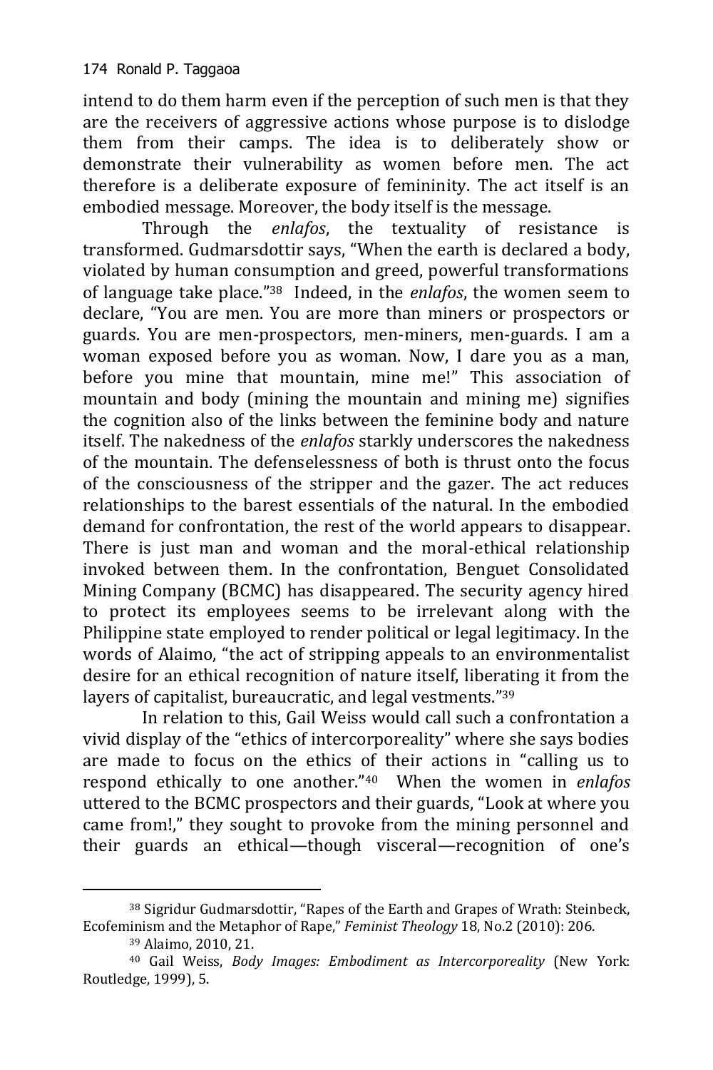intend to do them harm even if the perception of such men is that they are the receivers of aggressive actions whose purpose is to dislodge them from their camps. The idea is to deliberately show or demonstrate their vulnerability as women before men. The act therefore is a deliberate exposure of femininity. The act itself is an embodied message. Moreover, the body itself is the message.

Through the *enlafos*, the textuality of resistance is transformed. Gudmarsdottir says, "When the earth is declared a body, violated by human consumption and greed, powerful transformations of language take place."[38] Indeed, in the *enlafos*, the women seem to declare, "You are men. You are more than miners or prospectors or guards. You are men-prospectors, men-miners, men-guards. I am a woman exposed before you as woman. Now, I dare you as a man, before you mine that mountain, mine me!" This association of mountain and body (mining the mountain and mining me) signifies the cognition also of the links between the feminine body and nature itself. The nakedness of the *enlafos* starkly underscores the nakedness of the mountain. The defenselessness of both is thrust onto the focus of the consciousness of the stripper and the gazer. The act reduces relationships to the barest essentials of the natural. In the embodied demand for confrontation, the rest of the world appears to disappear. There is just man and woman and the moral-ethical relationship invoked between them. In the confrontation, Benguet Consolidated Mining Company (BCMC) has disappeared. The security agency hired to protect its employees seems to be irrelevant along with the Philippine state employed to render political or legal legitimacy. In the words of Alaimo, "the act of stripping appeals to an environmentalist desire for an ethical recognition of nature itself, liberating it from the layers of capitalist, bureaucratic, and legal vestments."[39]

In relation to this, Gail Weiss would call such a confrontation a vivid display of the "ethics of intercorporeality" where she says bodies are made to focus on the ethics of their actions in "calling us to respond ethically to one another."[40] When the women in *enlafos* uttered to the BCMC prospectors and their guards, "Look at where you came from!," they sought to provoke from the mining personnel and their guards an ethical—though visceral—recognition of one's

---

[38] Sigridur Gudmarsdottir, "Rapes of the Earth and Grapes of Wrath: Steinbeck, Ecofeminism and the Metaphor of Rape," *Feminist Theology* 18, No.2 (2010): 206.

[39] Alaimo, 2010, 21.

[40] Gail Weiss, *Body Images: Embodiment as Intercorporeality* (New York: Routledge, 1999), 5.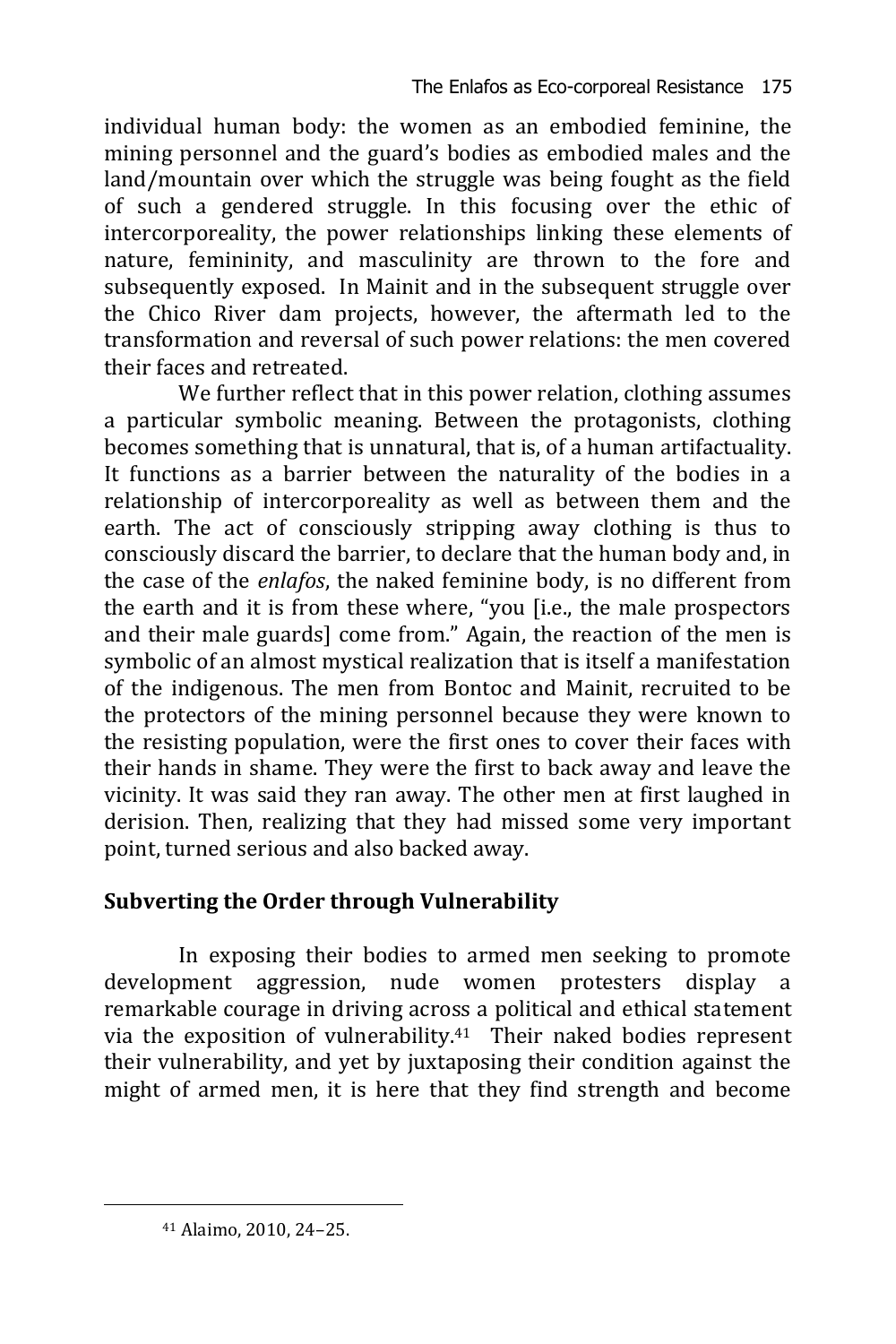individual human body: the women as an embodied feminine, the mining personnel and the guard's bodies as embodied males and the land/mountain over which the struggle was being fought as the field of such a gendered struggle. In this focusing over the ethic of intercorporeality, the power relationships linking these elements of nature, femininity, and masculinity are thrown to the fore and subsequently exposed. In Mainit and in the subsequent struggle over the Chico River dam projects, however, the aftermath led to the transformation and reversal of such power relations: the men covered their faces and retreated.

We further reflect that in this power relation, clothing assumes a particular symbolic meaning. Between the protagonists, clothing becomes something that is unnatural, that is, of a human artifactuality. It functions as a barrier between the naturality of the bodies in a relationship of intercorporeality as well as between them and the earth. The act of consciously stripping away clothing is thus to consciously discard the barrier, to declare that the human body and, in the case of the *enlafos*, the naked feminine body, is no different from the earth and it is from these where, "you [i.e., the male prospectors and their male guards] come from." Again, the reaction of the men is symbolic of an almost mystical realization that is itself a manifestation of the indigenous. The men from Bontoc and Mainit, recruited to be the protectors of the mining personnel because they were known to the resisting population, were the first ones to cover their faces with their hands in shame. They were the first to back away and leave the vicinity. It was said they ran away. The other men at first laughed in derision. Then, realizing that they had missed some very important point, turned serious and also backed away.

## Subverting the Order through Vulnerability

In exposing their bodies to armed men seeking to promote development aggression, nude women protesters display a remarkable courage in driving across a political and ethical statement via the exposition of vulnerability.[41] Their naked bodies represent their vulnerability, and yet by juxtaposing their condition against the might of armed men, it is here that they find strength and become

[41] Alaimo, 2010, 24–25.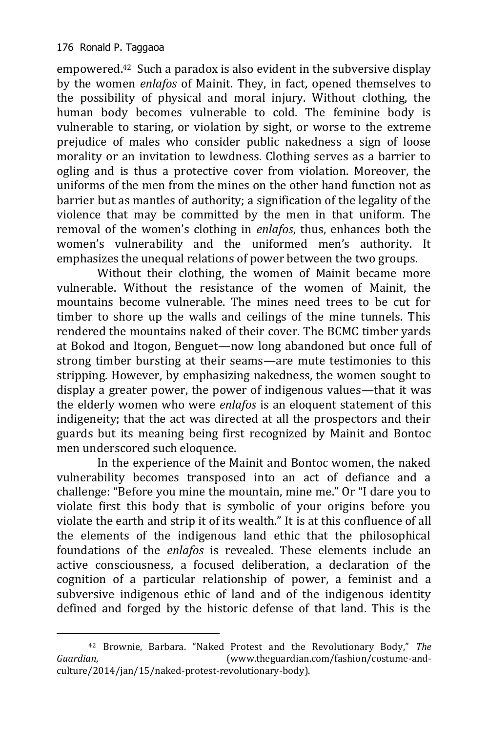empowered.[42] Such a paradox is also evident in the subversive display by the women *enlafos* of Mainit. They, in fact, opened themselves to the possibility of physical and moral injury. Without clothing, the human body becomes vulnerable to cold. The feminine body is vulnerable to staring, or violation by sight, or worse to the extreme prejudice of males who consider public nakedness a sign of loose morality or an invitation to lewdness. Clothing serves as a barrier to ogling and is thus a protective cover from violation. Moreover, the uniforms of the men from the mines on the other hand function not as barrier but as mantles of authority; a signification of the legality of the violence that may be committed by the men in that uniform. The removal of the women's clothing in *enlafos*, thus, enhances both the women's vulnerability and the uniformed men's authority. It emphasizes the unequal relations of power between the two groups.

Without their clothing, the women of Mainit became more vulnerable. Without the resistance of the women of Mainit, the mountains become vulnerable. The mines need trees to be cut for timber to shore up the walls and ceilings of the mine tunnels. This rendered the mountains naked of their cover. The BCMC timber yards at Bokod and Itogon, Benguet—now long abandoned but once full of strong timber bursting at their seams—are mute testimonies to this stripping. However, by emphasizing nakedness, the women sought to display a greater power, the power of indigenous values—that it was the elderly women who were *enlafos* is an eloquent statement of this indigeneity; that the act was directed at all the prospectors and their guards but its meaning being first recognized by Mainit and Bontoc men underscored such eloquence.

In the experience of the Mainit and Bontoc women, the naked vulnerability becomes transposed into an act of defiance and a challenge: "Before you mine the mountain, mine me." Or "I dare you to violate first this body that is symbolic of your origins before you violate the earth and strip it of its wealth." It is at this confluence of all the elements of the indigenous land ethic that the philosophical foundations of the *enlafos* is revealed. These elements include an active consciousness, a focused deliberation, a declaration of the cognition of a particular relationship of power, a feminist and a subversive indigenous ethic of land and of the indigenous identity defined and forged by the historic defense of that land. This is the

---

[42] Brownie, Barbara. "Naked Protest and the Revolutionary Body," *The Guardian*, (www.theguardian.com/fashion/costume-and-culture/2014/jan/15/naked-protest-revolutionary-body).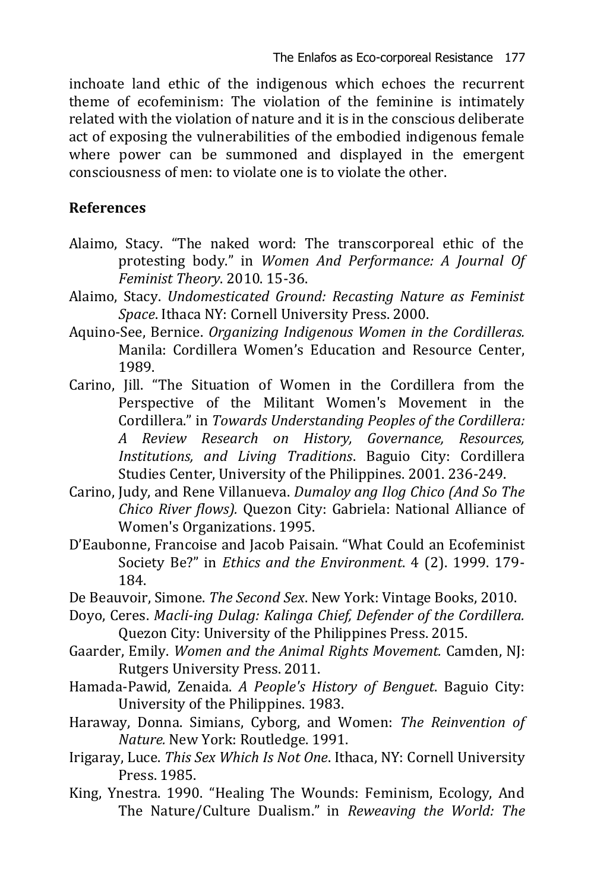inchoate land ethic of the indigenous which echoes the recurrent theme of ecofeminism: The violation of the feminine is intimately related with the violation of nature and it is in the conscious deliberate act of exposing the vulnerabilities of the embodied indigenous female where power can be summoned and displayed in the emergent consciousness of men: to violate one is to violate the other.

## References

Alaimo, Stacy. "The naked word: The transcorporeal ethic of the protesting body." in *Women And Performance: A Journal Of Feminist Theory*. 2010. 15-36.

Alaimo, Stacy. *Undomesticated Ground: Recasting Nature as Feminist Space*. Ithaca NY: Cornell University Press. 2000.

Aquino-See, Bernice. *Organizing Indigenous Women in the Cordilleras.* Manila: Cordillera Women's Education and Resource Center, 1989.

Carino, Jill. "The Situation of Women in the Cordillera from the Perspective of the Militant Women's Movement in the Cordillera." in *Towards Understanding Peoples of the Cordillera: A Review Research on History, Governance, Resources, Institutions, and Living Traditions*. Baguio City: Cordillera Studies Center, University of the Philippines. 2001. 236-249.

Carino, Judy, and Rene Villanueva. *Dumaloy ang Ilog Chico (And So The Chico River flows).* Quezon City: Gabriela: National Alliance of Women's Organizations. 1995.

D'Eaubonne, Francoise and Jacob Paisain. "What Could an Ecofeminist Society Be?" in *Ethics and the Environment*. 4 (2). 1999. 179-184.

De Beauvoir, Simone. *The Second Sex*. New York: Vintage Books, 2010.

Doyo, Ceres. *Macli-ing Dulag: Kalinga Chief, Defender of the Cordillera.* Quezon City: University of the Philippines Press. 2015.

Gaarder, Emily. *Women and the Animal Rights Movement.* Camden, NJ: Rutgers University Press. 2011.

Hamada-Pawid, Zenaida. *A People's History of Benguet*. Baguio City: University of the Philippines. 1983.

Haraway, Donna. Simians, Cyborg, and Women: *The Reinvention of Nature.* New York: Routledge. 1991.

Irigaray, Luce. *This Sex Which Is Not One*. Ithaca, NY: Cornell University Press. 1985.

King, Ynestra. 1990. "Healing The Wounds: Feminism, Ecology, And The Nature/Culture Dualism." in *Reweaving the World: The*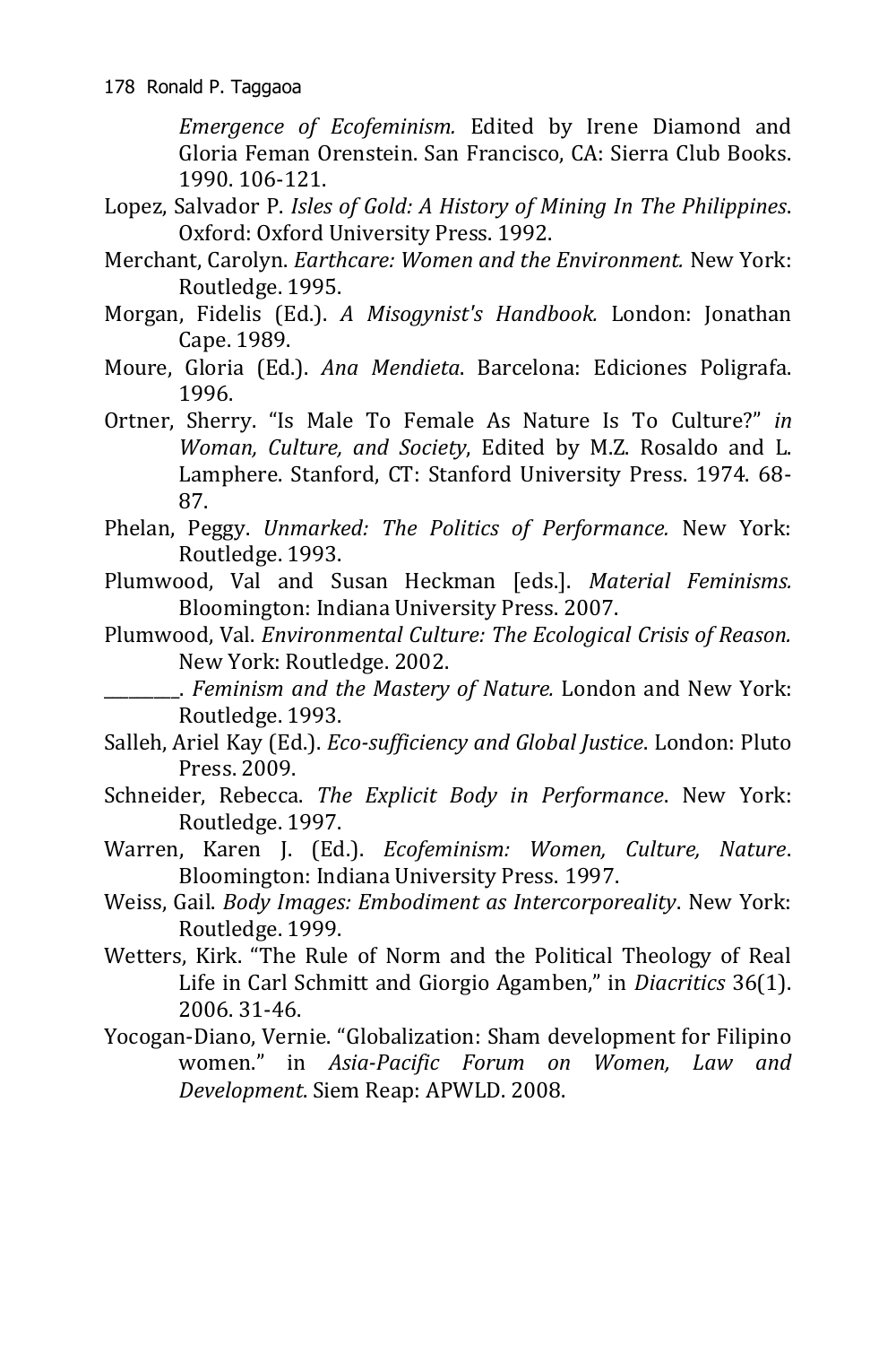*Emergence of Ecofeminism.* Edited by Irene Diamond and Gloria Feman Orenstein. San Francisco, CA: Sierra Club Books. 1990. 106-121.

Lopez, Salvador P. *Isles of Gold: A History of Mining In The Philippines*. Oxford: Oxford University Press. 1992.

Merchant, Carolyn. *Earthcare: Women and the Environment.* New York: Routledge. 1995.

Morgan, Fidelis (Ed.). *A Misogynist's Handbook.* London: Jonathan Cape. 1989.

Moure, Gloria (Ed.). *Ana Mendieta*. Barcelona: Ediciones Poligrafa. 1996.

Ortner, Sherry. "Is Male To Female As Nature Is To Culture?" *in Woman, Culture, and Society*, Edited by M.Z. Rosaldo and L. Lamphere. Stanford, CT: Stanford University Press. 1974. 68-87.

Phelan, Peggy. *Unmarked: The Politics of Performance.* New York: Routledge. 1993.

Plumwood, Val and Susan Heckman [eds.]. *Material Feminisms.* Bloomington: Indiana University Press. 2007.

Plumwood, Val. *Environmental Culture: The Ecological Crisis of Reason.* New York: Routledge. 2002.

_________. *Feminism and the Mastery of Nature.* London and New York: Routledge. 1993.

Salleh, Ariel Kay (Ed.). *Eco-sufficiency and Global Justice*. London: Pluto Press. 2009.

Schneider, Rebecca. *The Explicit Body in Performance*. New York: Routledge. 1997.

Warren, Karen J. (Ed.). *Ecofeminism: Women, Culture, Nature*. Bloomington: Indiana University Press. 1997.

Weiss, Gail. *Body Images: Embodiment as Intercorporeality*. New York: Routledge. 1999.

Wetters, Kirk. "The Rule of Norm and the Political Theology of Real Life in Carl Schmitt and Giorgio Agamben," in *Diacritics* 36(1). 2006. 31-46.

Yocogan-Diano, Vernie. "Globalization: Sham development for Filipino women." in *Asia-Pacific Forum on Women, Law and Development*. Siem Reap: APWLD. 2008.